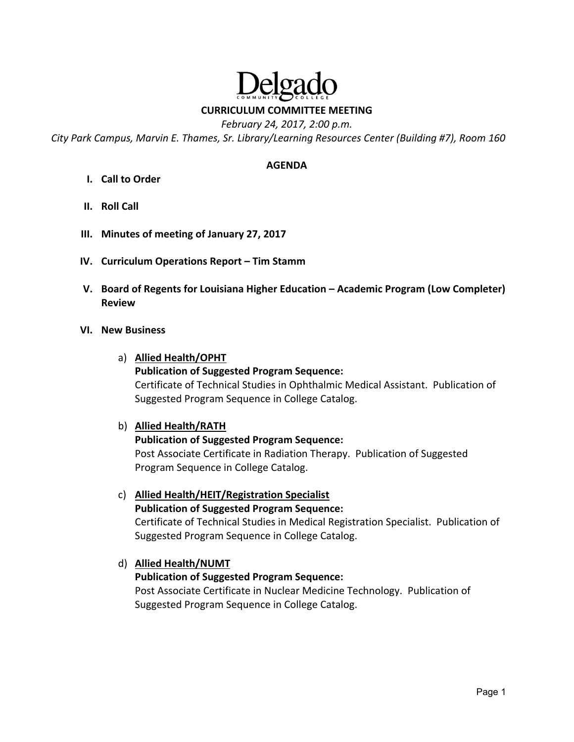# Delgado

COMMUNITY COLLEGE

## CURRICULUM COMMITTEE MEETING

*February 24, 2017, 2:00 p.m.*

*City Park Campus, Marvin E. Thames, Sr. Library/Learning Resources Center (Building #7), Room 160*

### AGENDA

I. **Call to Order**

II. **Roll Call**

III. **Minutes of meeting of January 27, 2017**

IV. **Curriculum Operations Report – Tim Stamm**

V. **Board of Regents for Louisiana Higher Education – Academic Program (Low Completer) Review**

VI. **New Business**

a) **Allied Health/OPHT**
**Publication of Suggested Program Sequence:**
Certificate of Technical Studies in Ophthalmic Medical Assistant. Publication of Suggested Program Sequence in College Catalog.

b) **Allied Health/RATH**
**Publication of Suggested Program Sequence:**
Post Associate Certificate in Radiation Therapy. Publication of Suggested Program Sequence in College Catalog.

c) **Allied Health/HEIT/Registration Specialist**
**Publication of Suggested Program Sequence:**
Certificate of Technical Studies in Medical Registration Specialist. Publication of Suggested Program Sequence in College Catalog.

d) **Allied Health/NUMT**
**Publication of Suggested Program Sequence:**
Post Associate Certificate in Nuclear Medicine Technology. Publication of Suggested Program Sequence in College Catalog.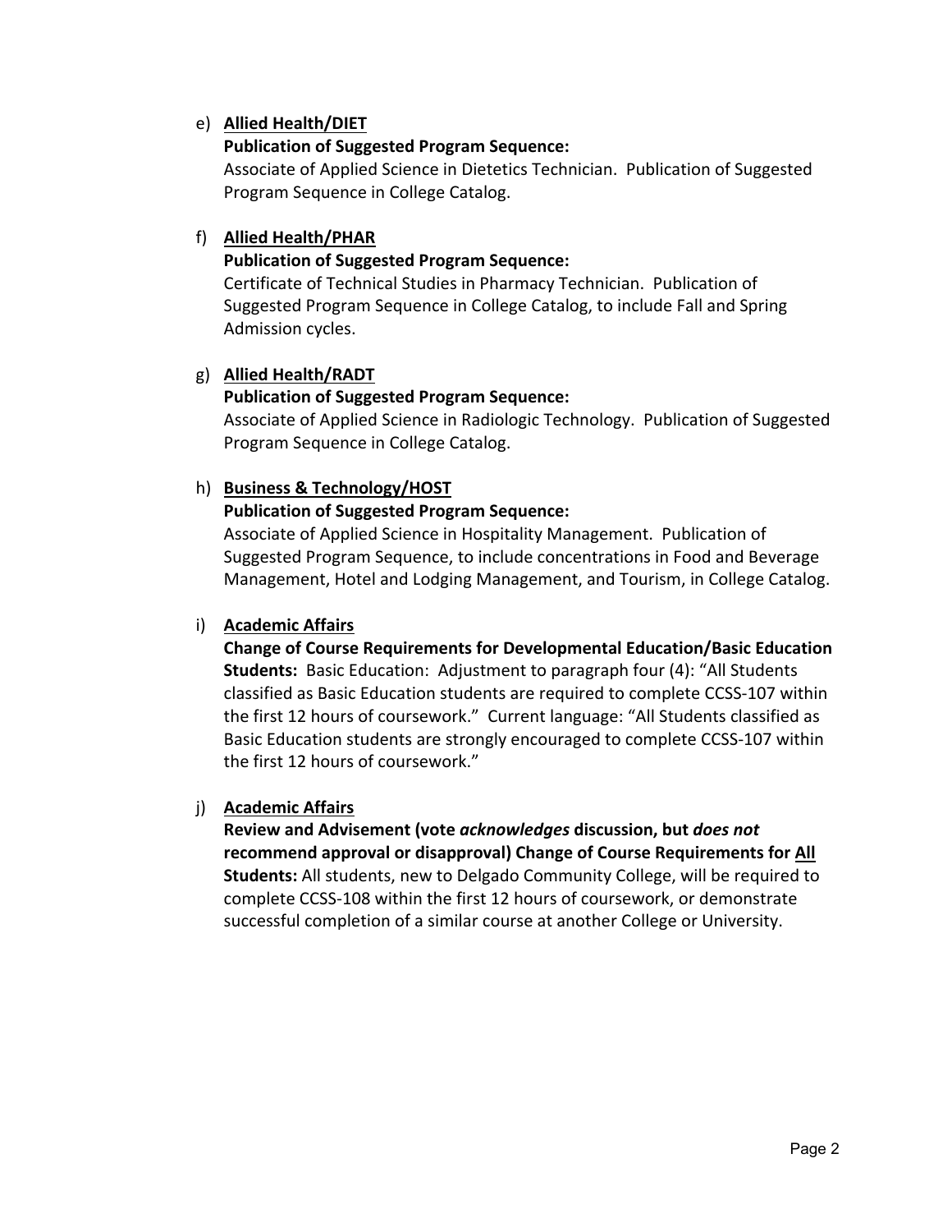e) **<u>Allied Health/DIET</u>**

   **Publication of Suggested Program Sequence:**
   Associate of Applied Science in Dietetics Technician. Publication of Suggested Program Sequence in College Catalog.

f) **<u>Allied Health/PHAR</u>**

   **Publication of Suggested Program Sequence:**
   Certificate of Technical Studies in Pharmacy Technician. Publication of Suggested Program Sequence in College Catalog, to include Fall and Spring Admission cycles.

g) **<u>Allied Health/RADT</u>**

   **Publication of Suggested Program Sequence:**
   Associate of Applied Science in Radiologic Technology. Publication of Suggested Program Sequence in College Catalog.

h) **<u>Business & Technology/HOST</u>**

   **Publication of Suggested Program Sequence:**
   Associate of Applied Science in Hospitality Management. Publication of Suggested Program Sequence, to include concentrations in Food and Beverage Management, Hotel and Lodging Management, and Tourism, in College Catalog.

i) **<u>Academic Affairs</u>**

   **Change of Course Requirements for Developmental Education/Basic Education Students:** Basic Education: Adjustment to paragraph four (4): "All Students classified as Basic Education students are required to complete CCSS-107 within the first 12 hours of coursework." Current language: "All Students classified as Basic Education students are strongly encouraged to complete CCSS-107 within the first 12 hours of coursework."

j) **<u>Academic Affairs</u>**

   **Review and Advisement (vote *acknowledges* discussion, but *does not* recommend approval or disapproval) Change of Course Requirements for <u>All</u> Students:** All students, new to Delgado Community College, will be required to complete CCSS-108 within the first 12 hours of coursework, or demonstrate successful completion of a similar course at another College or University.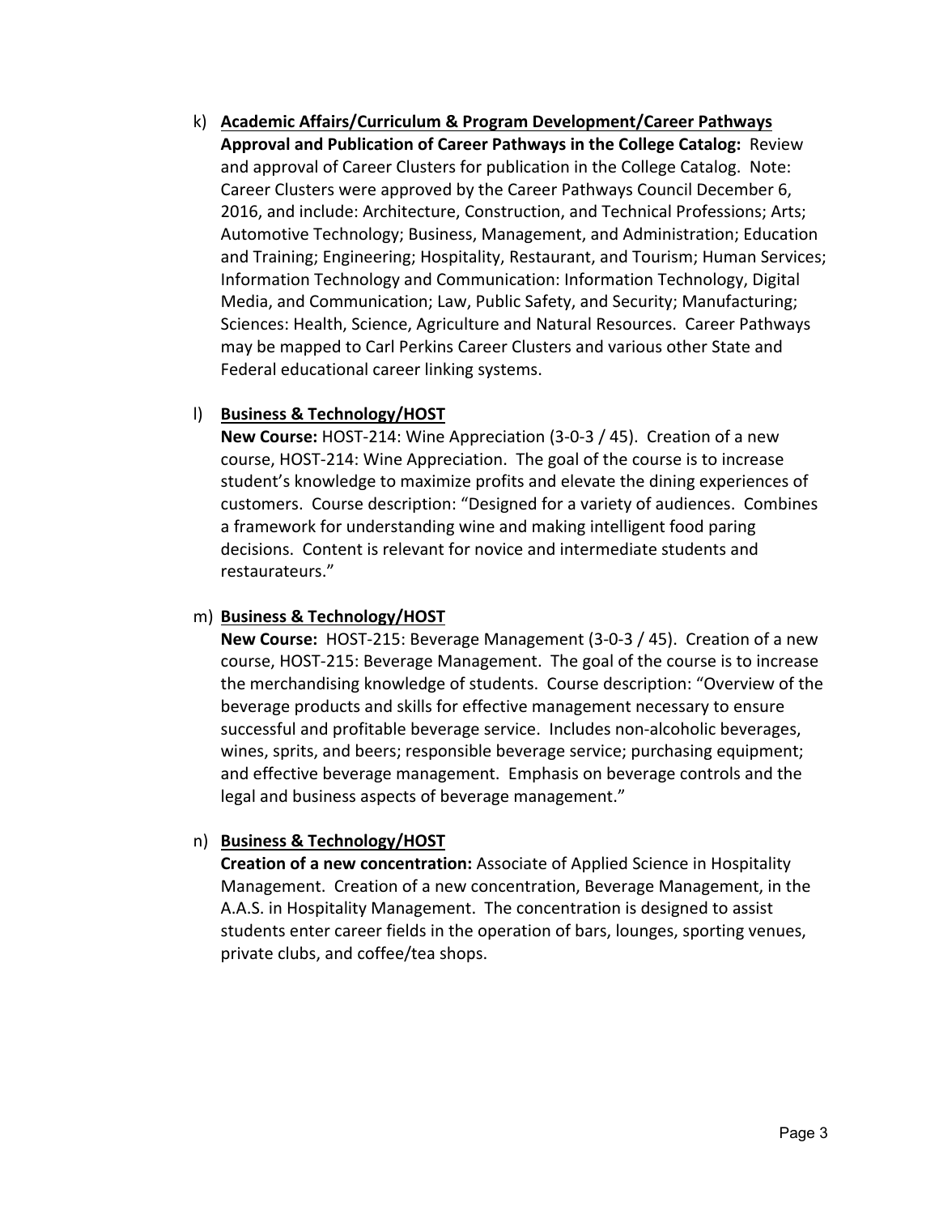k) **Academic Affairs/Curriculum & Program Development/Career Pathways**
   **Approval and Publication of Career Pathways in the College Catalog:** Review and approval of Career Clusters for publication in the College Catalog. Note: Career Clusters were approved by the Career Pathways Council December 6, 2016, and include: Architecture, Construction, and Technical Professions; Arts; Automotive Technology; Business, Management, and Administration; Education and Training; Engineering; Hospitality, Restaurant, and Tourism; Human Services; Information Technology and Communication: Information Technology, Digital Media, and Communication; Law, Public Safety, and Security; Manufacturing; Sciences: Health, Science, Agriculture and Natural Resources. Career Pathways may be mapped to Carl Perkins Career Clusters and various other State and Federal educational career linking systems.

l) **Business & Technology/HOST**
   **New Course:** HOST-214: Wine Appreciation (3-0-3 / 45). Creation of a new course, HOST-214: Wine Appreciation. The goal of the course is to increase student's knowledge to maximize profits and elevate the dining experiences of customers. Course description: "Designed for a variety of audiences. Combines a framework for understanding wine and making intelligent food paring decisions. Content is relevant for novice and intermediate students and restaurateurs."

m) **Business & Technology/HOST**
   **New Course:** HOST-215: Beverage Management (3-0-3 / 45). Creation of a new course, HOST-215: Beverage Management. The goal of the course is to increase the merchandising knowledge of students. Course description: "Overview of the beverage products and skills for effective management necessary to ensure successful and profitable beverage service. Includes non-alcoholic beverages, wines, sprits, and beers; responsible beverage service; purchasing equipment; and effective beverage management. Emphasis on beverage controls and the legal and business aspects of beverage management."

n) **Business & Technology/HOST**
   **Creation of a new concentration:** Associate of Applied Science in Hospitality Management. Creation of a new concentration, Beverage Management, in the A.A.S. in Hospitality Management. The concentration is designed to assist students enter career fields in the operation of bars, lounges, sporting venues, private clubs, and coffee/tea shops.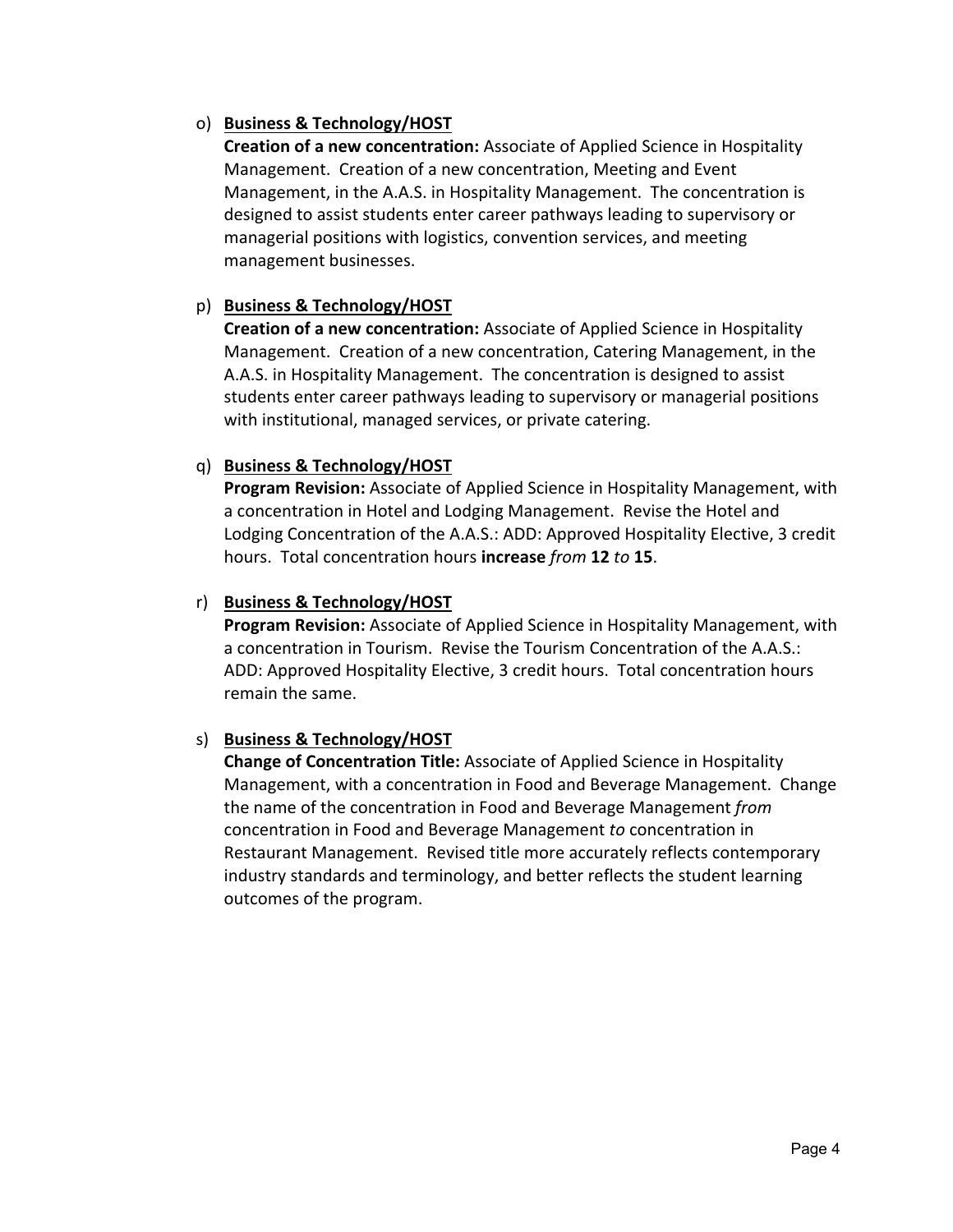o) **<u>Business & Technology/HOST</u>**
   **Creation of a new concentration:** Associate of Applied Science in Hospitality Management. Creation of a new concentration, Meeting and Event Management, in the A.A.S. in Hospitality Management. The concentration is designed to assist students enter career pathways leading to supervisory or managerial positions with logistics, convention services, and meeting management businesses.

p) **<u>Business & Technology/HOST</u>**
   **Creation of a new concentration:** Associate of Applied Science in Hospitality Management. Creation of a new concentration, Catering Management, in the A.A.S. in Hospitality Management. The concentration is designed to assist students enter career pathways leading to supervisory or managerial positions with institutional, managed services, or private catering.

q) **<u>Business & Technology/HOST</u>**
   **Program Revision:** Associate of Applied Science in Hospitality Management, with a concentration in Hotel and Lodging Management. Revise the Hotel and Lodging Concentration of the A.A.S.: ADD: Approved Hospitality Elective, 3 credit hours. Total concentration hours **increase** *from* **12** *to* **15**.

r) **<u>Business & Technology/HOST</u>**
   **Program Revision:** Associate of Applied Science in Hospitality Management, with a concentration in Tourism. Revise the Tourism Concentration of the A.A.S.: ADD: Approved Hospitality Elective, 3 credit hours. Total concentration hours remain the same.

s) **<u>Business & Technology/HOST</u>**
   **Change of Concentration Title:** Associate of Applied Science in Hospitality Management, with a concentration in Food and Beverage Management. Change the name of the concentration in Food and Beverage Management *from* concentration in Food and Beverage Management *to* concentration in Restaurant Management. Revised title more accurately reflects contemporary industry standards and terminology, and better reflects the student learning outcomes of the program.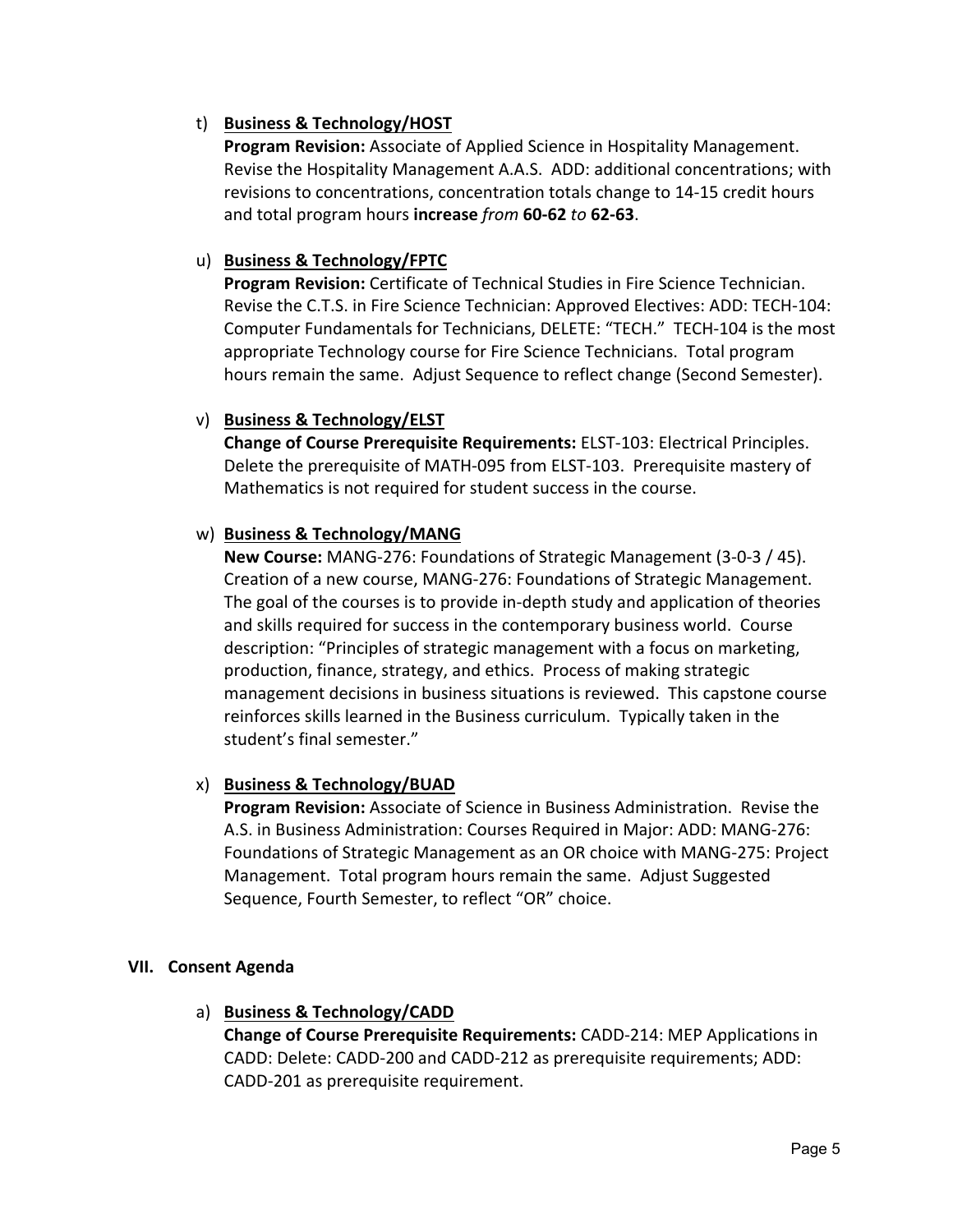t) **<u>Business & Technology/HOST</u>**
   **Program Revision:** Associate of Applied Science in Hospitality Management. Revise the Hospitality Management A.A.S. ADD: additional concentrations; with revisions to concentrations, concentration totals change to 14-15 credit hours and total program hours **increase** *from* **60-62** *to* **62-63**.

u) **<u>Business & Technology/FPTC</u>**
   **Program Revision:** Certificate of Technical Studies in Fire Science Technician. Revise the C.T.S. in Fire Science Technician: Approved Electives: ADD: TECH-104: Computer Fundamentals for Technicians, DELETE: "TECH." TECH-104 is the most appropriate Technology course for Fire Science Technicians. Total program hours remain the same. Adjust Sequence to reflect change (Second Semester).

v) **<u>Business & Technology/ELST</u>**
   **Change of Course Prerequisite Requirements:** ELST-103: Electrical Principles. Delete the prerequisite of MATH-095 from ELST-103. Prerequisite mastery of Mathematics is not required for student success in the course.

w) **<u>Business & Technology/MANG</u>**
   **New Course:** MANG-276: Foundations of Strategic Management (3-0-3 / 45). Creation of a new course, MANG-276: Foundations of Strategic Management. The goal of the courses is to provide in-depth study and application of theories and skills required for success in the contemporary business world. Course description: "Principles of strategic management with a focus on marketing, production, finance, strategy, and ethics. Process of making strategic management decisions in business situations is reviewed. This capstone course reinforces skills learned in the Business curriculum. Typically taken in the student's final semester."

x) **<u>Business & Technology/BUAD</u>**
   **Program Revision:** Associate of Science in Business Administration. Revise the A.S. in Business Administration: Courses Required in Major: ADD: MANG-276: Foundations of Strategic Management as an OR choice with MANG-275: Project Management. Total program hours remain the same. Adjust Suggested Sequence, Fourth Semester, to reflect "OR" choice.

## VII. Consent Agenda

a) **<u>Business & Technology/CADD</u>**
   **Change of Course Prerequisite Requirements:** CADD-214: MEP Applications in CADD: Delete: CADD-200 and CADD-212 as prerequisite requirements; ADD: CADD-201 as prerequisite requirement.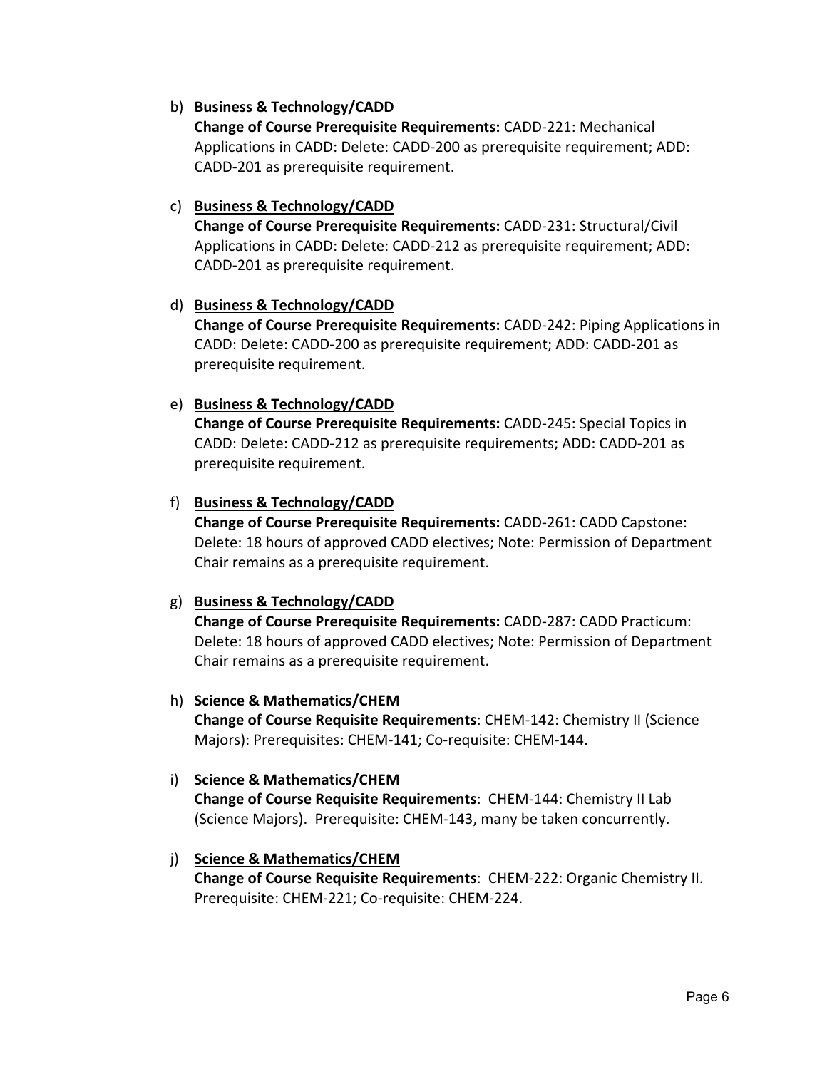b) **<u>Business & Technology/CADD</u>**
   **Change of Course Prerequisite Requirements:** CADD-221: Mechanical Applications in CADD: Delete: CADD-200 as prerequisite requirement; ADD: CADD-201 as prerequisite requirement.

c) **<u>Business & Technology/CADD</u>**
   **Change of Course Prerequisite Requirements:** CADD-231: Structural/Civil Applications in CADD: Delete: CADD-212 as prerequisite requirement; ADD: CADD-201 as prerequisite requirement.

d) **<u>Business & Technology/CADD</u>**
   **Change of Course Prerequisite Requirements:** CADD-242: Piping Applications in CADD: Delete: CADD-200 as prerequisite requirement; ADD: CADD-201 as prerequisite requirement.

e) **<u>Business & Technology/CADD</u>**
   **Change of Course Prerequisite Requirements:** CADD-245: Special Topics in CADD: Delete: CADD-212 as prerequisite requirements; ADD: CADD-201 as prerequisite requirement.

f) **<u>Business & Technology/CADD</u>**
   **Change of Course Prerequisite Requirements:** CADD-261: CADD Capstone: Delete: 18 hours of approved CADD electives; Note: Permission of Department Chair remains as a prerequisite requirement.

g) **<u>Business & Technology/CADD</u>**
   **Change of Course Prerequisite Requirements:** CADD-287: CADD Practicum: Delete: 18 hours of approved CADD electives; Note: Permission of Department Chair remains as a prerequisite requirement.

h) **<u>Science & Mathematics/CHEM</u>**
   **Change of Course Requisite Requirements**: CHEM-142: Chemistry II (Science Majors): Prerequisites: CHEM-141; Co-requisite: CHEM-144.

i) **<u>Science & Mathematics/CHEM</u>**
   **Change of Course Requisite Requirements**: CHEM-144: Chemistry II Lab (Science Majors). Prerequisite: CHEM-143, many be taken concurrently.

j) **<u>Science & Mathematics/CHEM</u>**
   **Change of Course Requisite Requirements**: CHEM-222: Organic Chemistry II. Prerequisite: CHEM-221; Co-requisite: CHEM-224.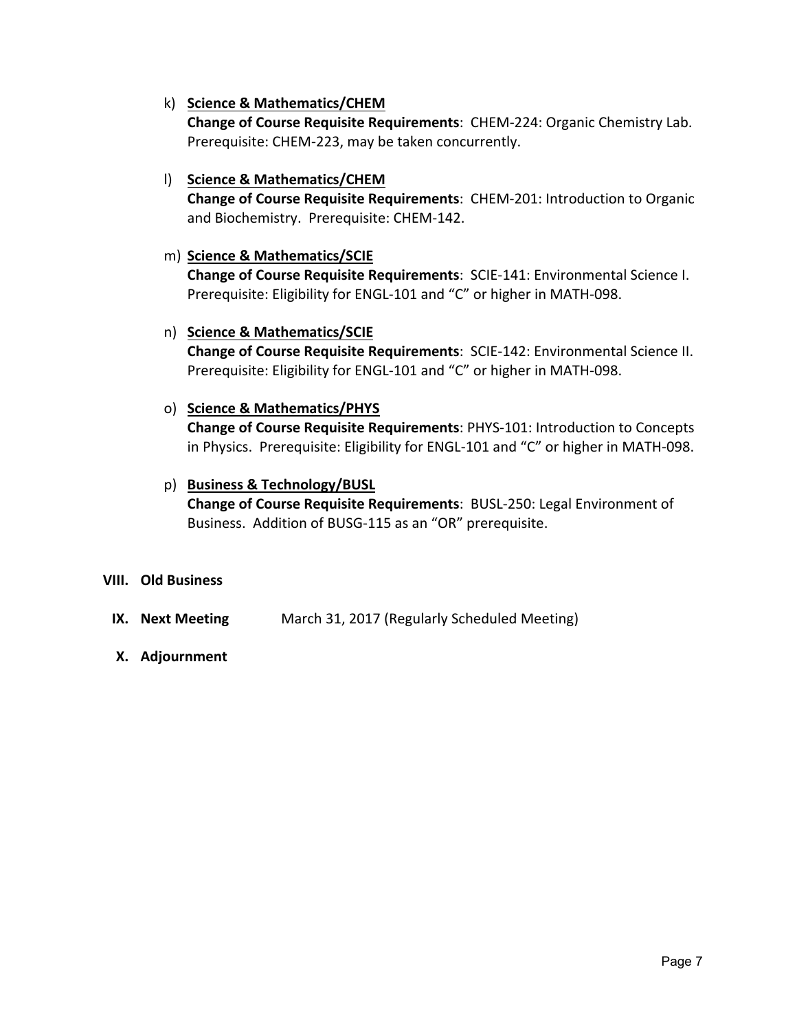k) **Science & Mathematics/CHEM**
   **Change of Course Requisite Requirements**: CHEM-224: Organic Chemistry Lab. Prerequisite: CHEM-223, may be taken concurrently.

l) **Science & Mathematics/CHEM**
   **Change of Course Requisite Requirements**: CHEM-201: Introduction to Organic and Biochemistry. Prerequisite: CHEM-142.

m) **Science & Mathematics/SCIE**
   **Change of Course Requisite Requirements**: SCIE-141: Environmental Science I. Prerequisite: Eligibility for ENGL-101 and "C" or higher in MATH-098.

n) **Science & Mathematics/SCIE**
   **Change of Course Requisite Requirements**: SCIE-142: Environmental Science II. Prerequisite: Eligibility for ENGL-101 and "C" or higher in MATH-098.

o) **Science & Mathematics/PHYS**
   **Change of Course Requisite Requirements**: PHYS-101: Introduction to Concepts in Physics. Prerequisite: Eligibility for ENGL-101 and "C" or higher in MATH-098.

p) **Business & Technology/BUSL**
   **Change of Course Requisite Requirements**: BUSL-250: Legal Environment of Business. Addition of BUSG-115 as an "OR" prerequisite.

**VIII. Old Business**

**IX. Next Meeting** March 31, 2017 (Regularly Scheduled Meeting)

**X. Adjournment**